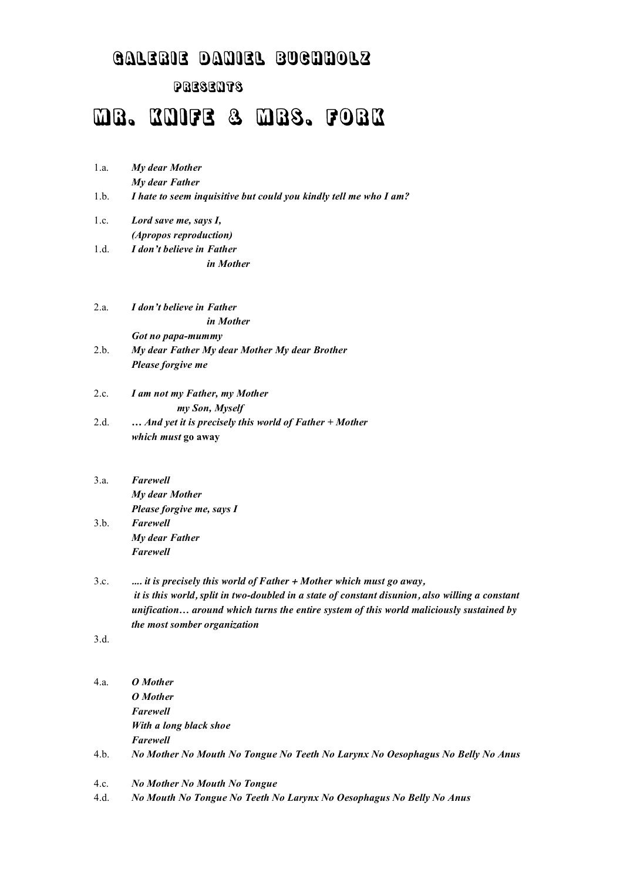# GALERIE DANIEL BUCHHOLZ

## PRESENTS

# MR. KNIFE & MRS. FORK

1.a. ***My dear Mother***
***My dear Father***

1.b. ***I hate to seem inquisitive but could you kindly tell me who I am?***

1.c. ***Lord save me, says I,***
***(Apropos reproduction)***

1.d. ***I don't believe in Father***
***in Mother***

2.a. ***I don't believe in Father***
***in Mother***
***Got no papa-mummy***

2.b. ***My dear Father My dear Mother My dear Brother***
***Please forgive me***

2.c. ***I am not my Father, my Mother***
***my Son, Myself***

2.d. ***… And yet it is precisely this world of Father + Mother***
***which must* go away**

3.a. ***Farewell***
***My dear Mother***
***Please forgive me, says I***

3.b. ***Farewell***
***My dear Father***
***Farewell***

3.c. ***.... it is precisely this world of Father + Mother which must go away,***
***it is this world, split in two-doubled in a state of constant disunion, also willing a constant unification… around which turns the entire system of this world maliciously sustained by the most somber organization***

3.d.

4.a. ***O Mother***
***O Mother***
***Farewell***
***With a long black shoe***
***Farewell***

4.b. ***No Mother No Mouth No Tongue No Teeth No Larynx No Oesophagus No Belly No Anus***

4.c. ***No Mother No Mouth No Tongue***

4.d. ***No Mouth No Tongue No Teeth No Larynx No Oesophagus No Belly No Anus***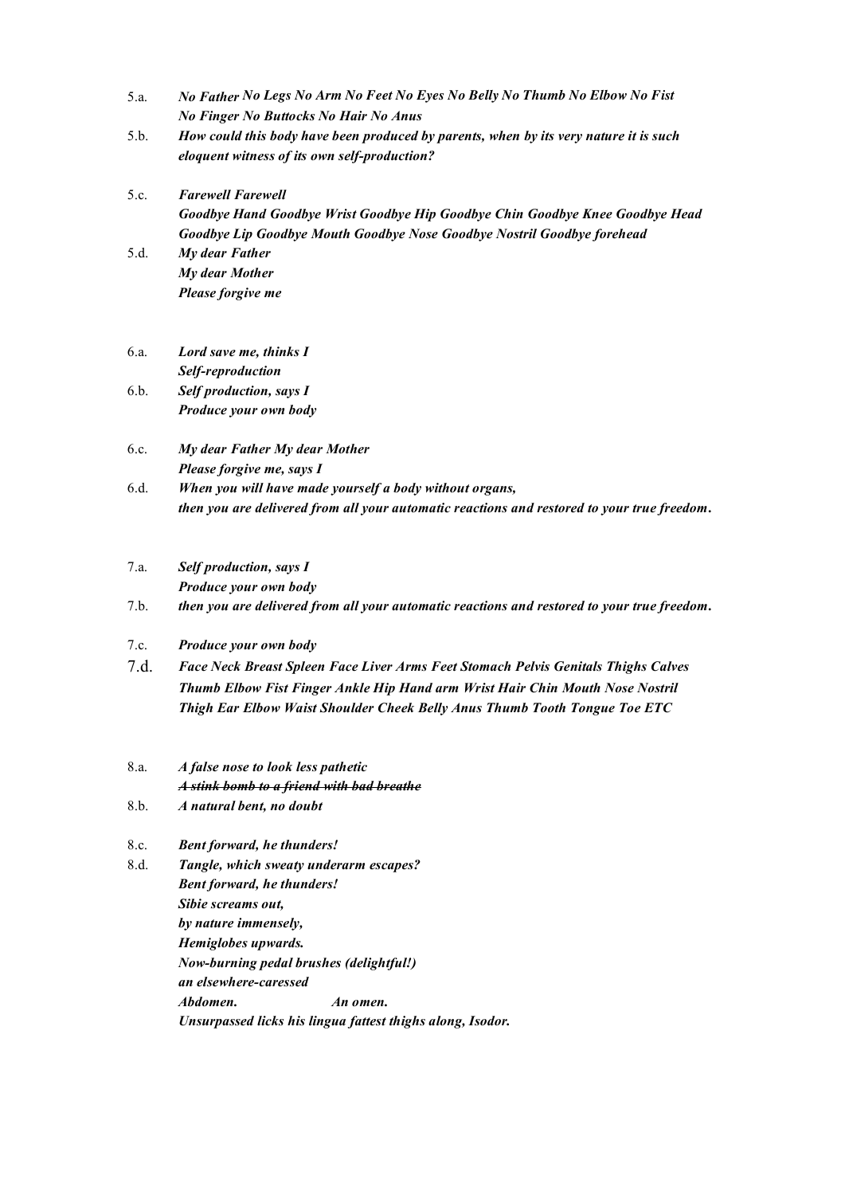5.a. ***No Father No Legs No Arm No Feet No Eyes No Belly No Thumb No Elbow No Fist No Finger No Buttocks No Hair No Anus***

5.b. ***How could this body have been produced by parents, when by its very nature it is such eloquent witness of its own self-production?***

5.c. ***Farewell Farewell***
***Goodbye Hand Goodbye Wrist Goodbye Hip Goodbye Chin Goodbye Knee Goodbye Head Goodbye Lip Goodbye Mouth Goodbye Nose Goodbye Nostril Goodbye forehead***

5.d. ***My dear Father***
***My dear Mother***
***Please forgive me***

6.a. ***Lord save me, thinks I***
***Self-reproduction***

6.b. ***Self production, says I***
***Produce your own body***

6.c. ***My dear Father My dear Mother***
***Please forgive me, says I***

6.d. ***When you will have made yourself a body without organs,***
***then you are delivered from all your automatic reactions and restored to your true freedom.***

7.a. ***Self production, says I***
***Produce your own body***

7.b. ***then you are delivered from all your automatic reactions and restored to your true freedom.***

7.c. ***Produce your own body***

7.d. ***Face Neck Breast Spleen Face Liver Arms Feet Stomach Pelvis Genitals Thighs Calves Thumb Elbow Fist Finger Ankle Hip Hand arm Wrist Hair Chin Mouth Nose Nostril Thigh Ear Elbow Waist Shoulder Cheek Belly Anus Thumb Tooth Tongue Toe ETC***

8.a. ***A false nose to look less pathetic***
***~~A stink bomb to a friend with bad breathe~~***

8.b. ***A natural bent, no doubt***

8.c. ***Bent forward, he thunders!***

8.d. ***Tangle, which sweaty underarm escapes?***
***Bent forward, he thunders!***
***Sibie screams out,***
***by nature immensely,***
***Hemiglobes upwards.***
***Now-burning pedal brushes (delightful!)***
***an elsewhere-caressed***
***Abdomen.*** ***An omen.***
***Unsurpassed licks his lingua fattest thighs along, Isodor.***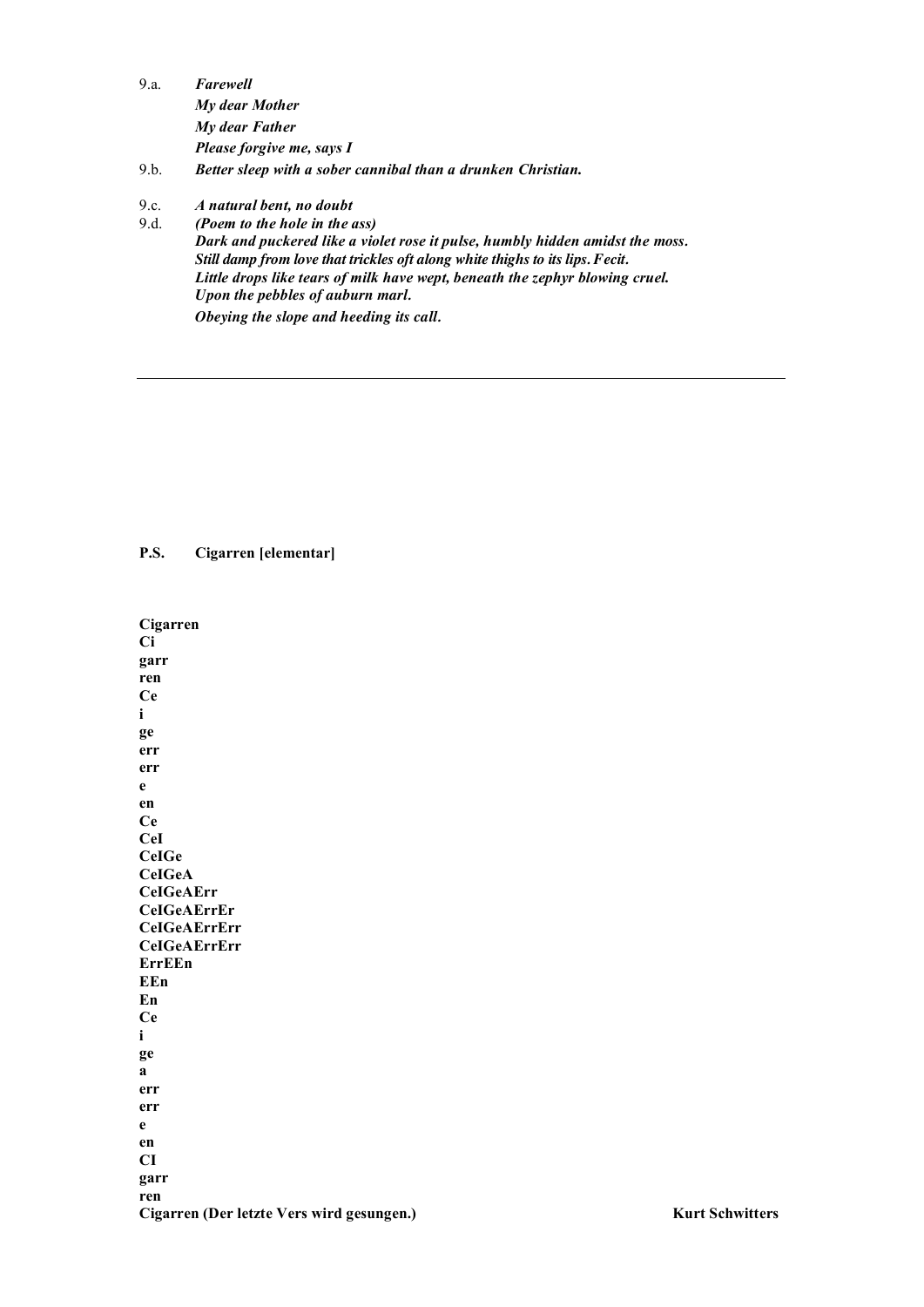9.a. ***Farewell***
***My dear Mother***
***My dear Father***
***Please forgive me, says I***

9.b. ***Better sleep with a sober cannibal than a drunken Christian.***

9.c. ***A natural bent, no doubt***

9.d. ***(Poem to the hole in the ass)***
***Dark and puckered like a violet rose it pulse, humbly hidden amidst the moss.***
***Still damp from love that trickles oft along white thighs to its lips. Fecit.***
***Little drops like tears of milk have wept, beneath the zephyr blowing cruel.***
***Upon the pebbles of auburn marl.***
***Obeying the slope and heeding its call.***

---

**P.S. Cigarren [elementar]**

**Cigarren**
**Ci**
**garr**
**ren**
**Ce**
**i**
**ge**
**err**
**err**
**e**
**en**
**Ce**
**CeI**
**CeIGe**
**CeIGeA**
**CeIGeAErr**
**CeIGeAErrEr**
**CeIGeAErrErr**
**CeIGeAErrErr**
**ErrEEn**
**EEn**
**En**
**Ce**
**i**
**ge**
**a**
**err**
**err**
**e**
**en**
**CI**
**garr**
**ren**
**Cigarren (Der letzte Vers wird gesungen.)**

**Kurt Schwitters**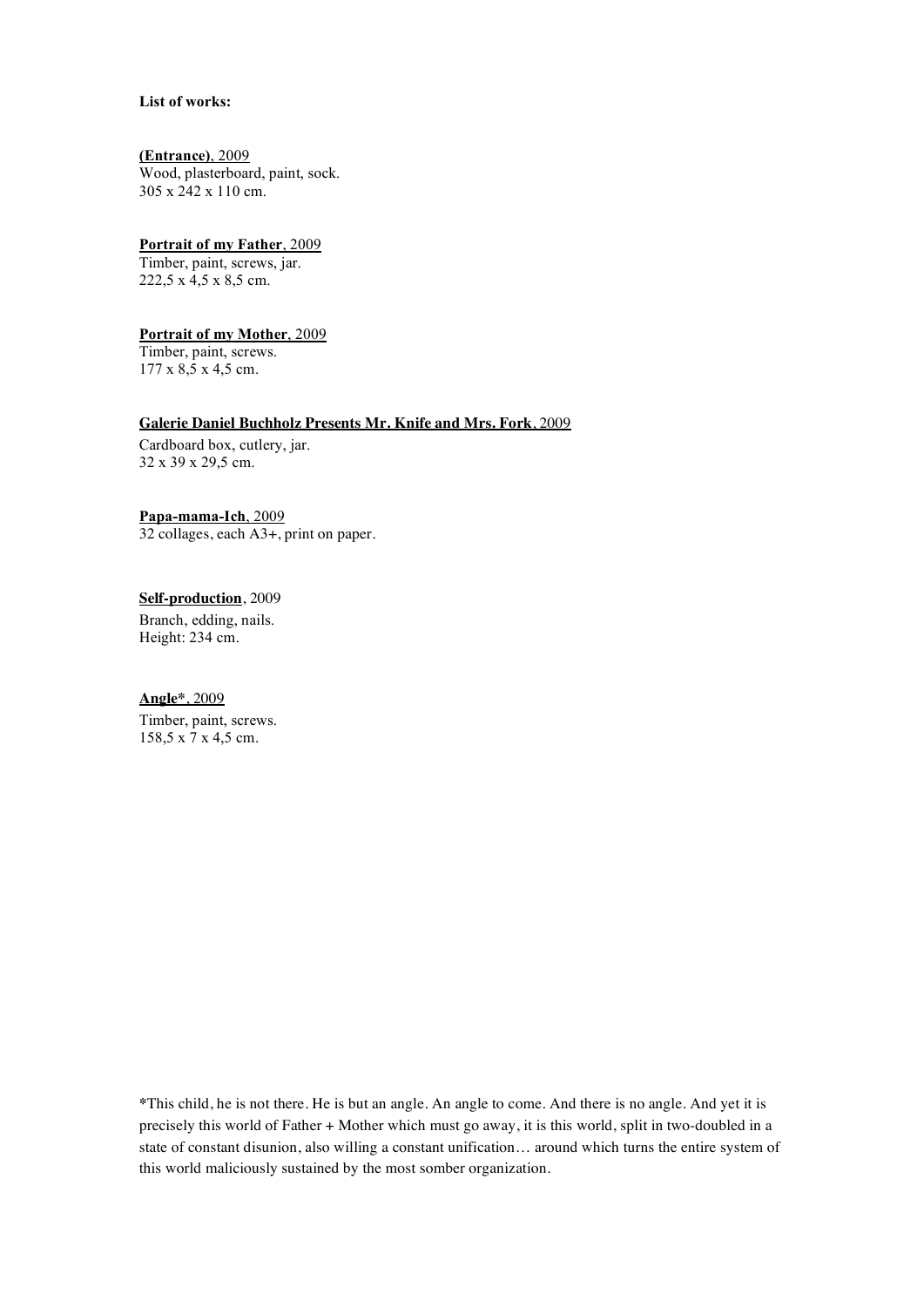**List of works:**

**(Entrance)**, 2009
Wood, plasterboard, paint, sock.
305 x 242 x 110 cm.

**Portrait of my Father**, 2009
Timber, paint, screws, jar.
222,5 x 4,5 x 8,5 cm.

**Portrait of my Mother**, 2009
Timber, paint, screws.
177 x 8,5 x 4,5 cm.

**Galerie Daniel Buchholz Presents Mr. Knife and Mrs. Fork**, 2009
Cardboard box, cutlery, jar.
32 x 39 x 29,5 cm.

**Papa-mama-Ich**, 2009
32 collages, each A3+, print on paper.

**Self-production**, 2009
Branch, edding, nails.
Height: 234 cm.

**Angle***, 2009
Timber, paint, screws.
158,5 x 7 x 4,5 cm.

*This child, he is not there. He is but an angle. An angle to come. And there is no angle. And yet it is precisely this world of Father + Mother which must go away, it is this world, split in two-doubled in a state of constant disunion, also willing a constant unification… around which turns the entire system of this world maliciously sustained by the most somber organization.